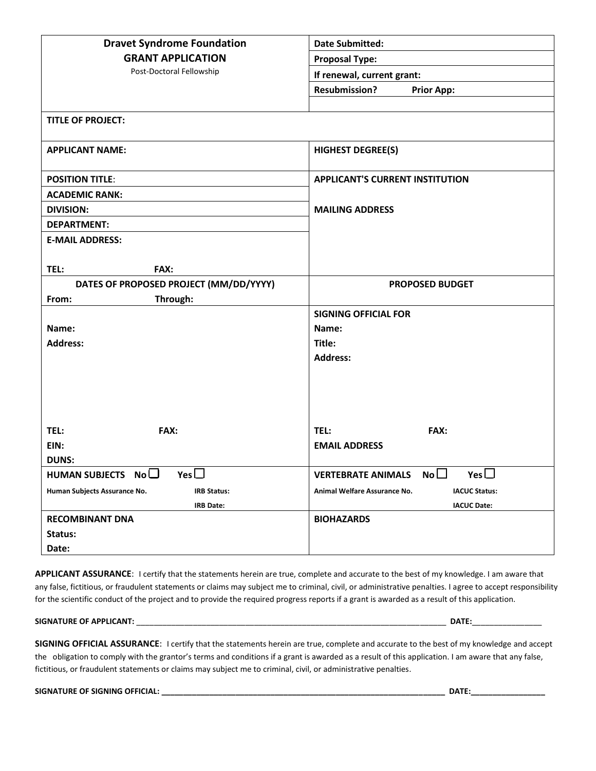| **Dravet Syndrome Foundation**<br>**GRANT APPLICATION**<br>Post-Doctoral Fellowship | **Date Submitted:**<br>**Proposal Type:**<br>**If renewal, current grant:**<br>**Resubmission?** **Prior App:** |
|---|---|
| **TITLE OF PROJECT:** | |
| **APPLICANT NAME:** | **HIGHEST DEGREE(S)** |
| **POSITION TITLE**:<br>**ACADEMIC RANK:**<br>**DIVISION:**<br>**DEPARTMENT:**<br>**E-MAIL ADDRESS:**<br><br>**TEL:** **FAX:** | **APPLICANT'S CURRENT INSTITUTION**<br><br>**MAILING ADDRESS** |
| **DATES OF PROPOSED PROJECT (MM/DD/YYYY)**<br>**From:** **Through:** | **PROPOSED BUDGET** |
| **Name:**<br>**Address:**<br><br><br><br>**TEL:** **FAX:**<br>**EIN:**<br>**DUNS:** | **SIGNING OFFICIAL FOR**<br>**Name:**<br>**Title:**<br>**Address:**<br><br><br>**TEL:** **FAX:**<br>**EMAIL ADDRESS** |
| **HUMAN SUBJECTS No ☐ Yes ☐**<br>**Human Subjects Assurance No.** **IRB Status:**<br>**IRB Date:** | **VERTEBRATE ANIMALS No ☐ Yes ☐**<br>**Animal Welfare Assurance No.** **IACUC Status:**<br>**IACUC Date:** |
| **RECOMBINANT DNA**<br>**Status:**<br>**Date:** | **BIOHAZARDS** |

**APPLICANT ASSURANCE**: I certify that the statements herein are true, complete and accurate to the best of my knowledge. I am aware that any false, fictitious, or fraudulent statements or claims may subject me to criminal, civil, or administrative penalties. I agree to accept responsibility for the scientific conduct of the project and to provide the required progress reports if a grant is awarded as a result of this application.

**SIGNATURE OF APPLICANT:** ______________________________________________________________________ **DATE:**________________

**SIGNING OFFICIAL ASSURANCE**: I certify that the statements herein are true, complete and accurate to the best of my knowledge and accept the obligation to comply with the grantor's terms and conditions if a grant is awarded as a result of this application. I am aware that any false, fictitious, or fraudulent statements or claims may subject me to criminal, civil, or administrative penalties.

**SIGNATURE OF SIGNING OFFICIAL:** _________________________________________________________________ **DATE:**_________________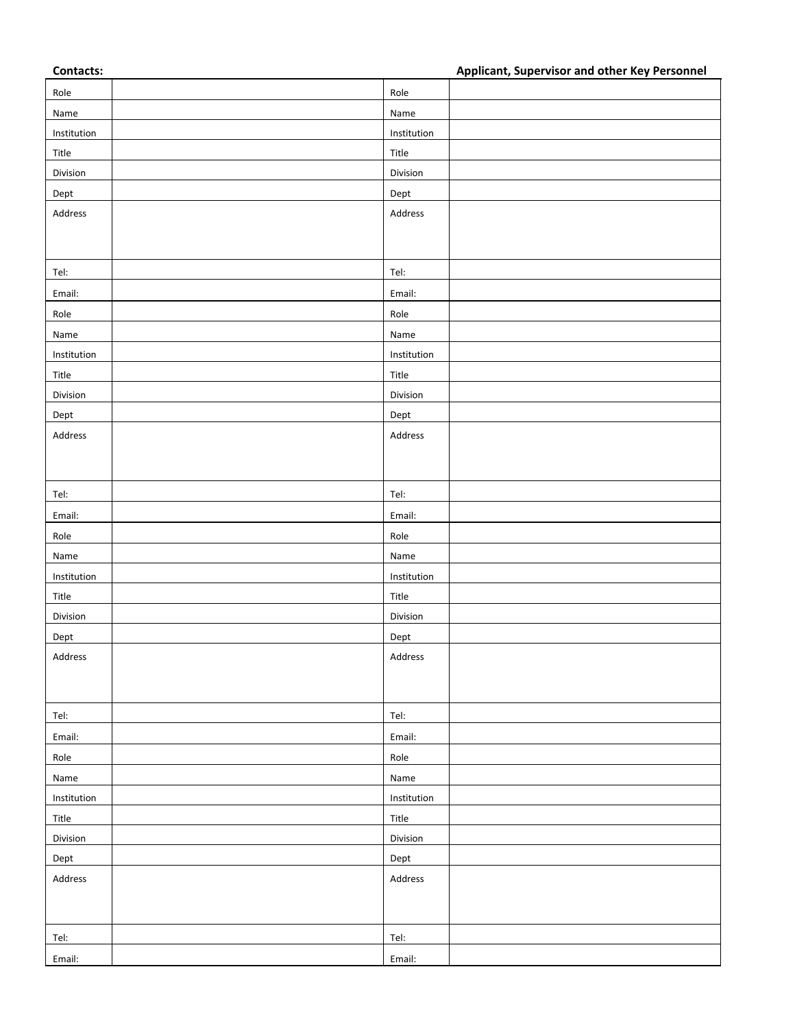**Contacts:** **Applicant, Supervisor and other Key Personnel**

| | | | |
|---|---|---|---|
| Role | | Role | |
| Name | | Name | |
| Institution | | Institution | |
| Title | | Title | |
| Division | | Division | |
| Dept | | Dept | |
| Address | | Address | |
| Tel: | | Tel: | |
| Email: | | Email: | |
| Role | | Role | |
| Name | | Name | |
| Institution | | Institution | |
| Title | | Title | |
| Division | | Division | |
| Dept | | Dept | |
| Address | | Address | |
| Tel: | | Tel: | |
| Email: | | Email: | |
| Role | | Role | |
| Name | | Name | |
| Institution | | Institution | |
| Title | | Title | |
| Division | | Division | |
| Dept | | Dept | |
| Address | | Address | |
| Tel: | | Tel: | |
| Email: | | Email: | |
| Role | | Role | |
| Name | | Name | |
| Institution | | Institution | |
| Title | | Title | |
| Division | | Division | |
| Dept | | Dept | |
| Address | | Address | |
| Tel: | | Tel: | |
| Email: | | Email: | |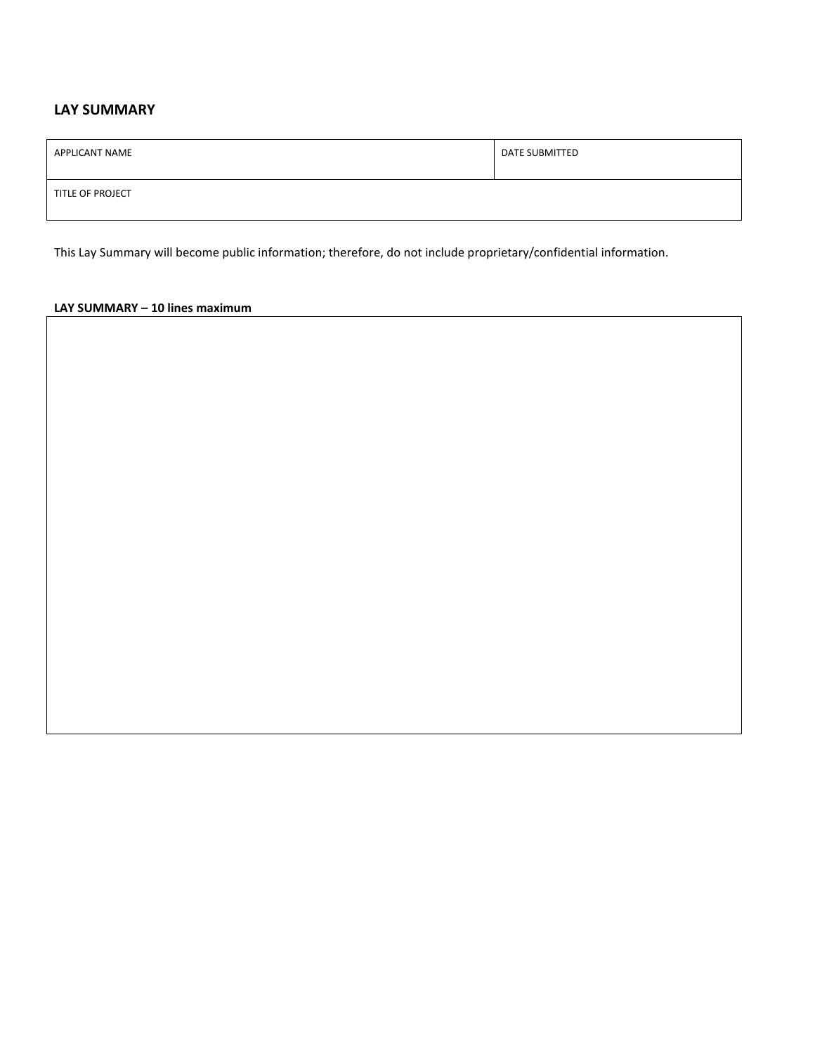## LAY SUMMARY

| APPLICANT NAME | DATE SUBMITTED |
| --- | --- |
| TITLE OF PROJECT | |

This Lay Summary will become public information; therefore, do not include proprietary/confidential information.

**LAY SUMMARY – 10 lines maximum**

| |
| --- |
| |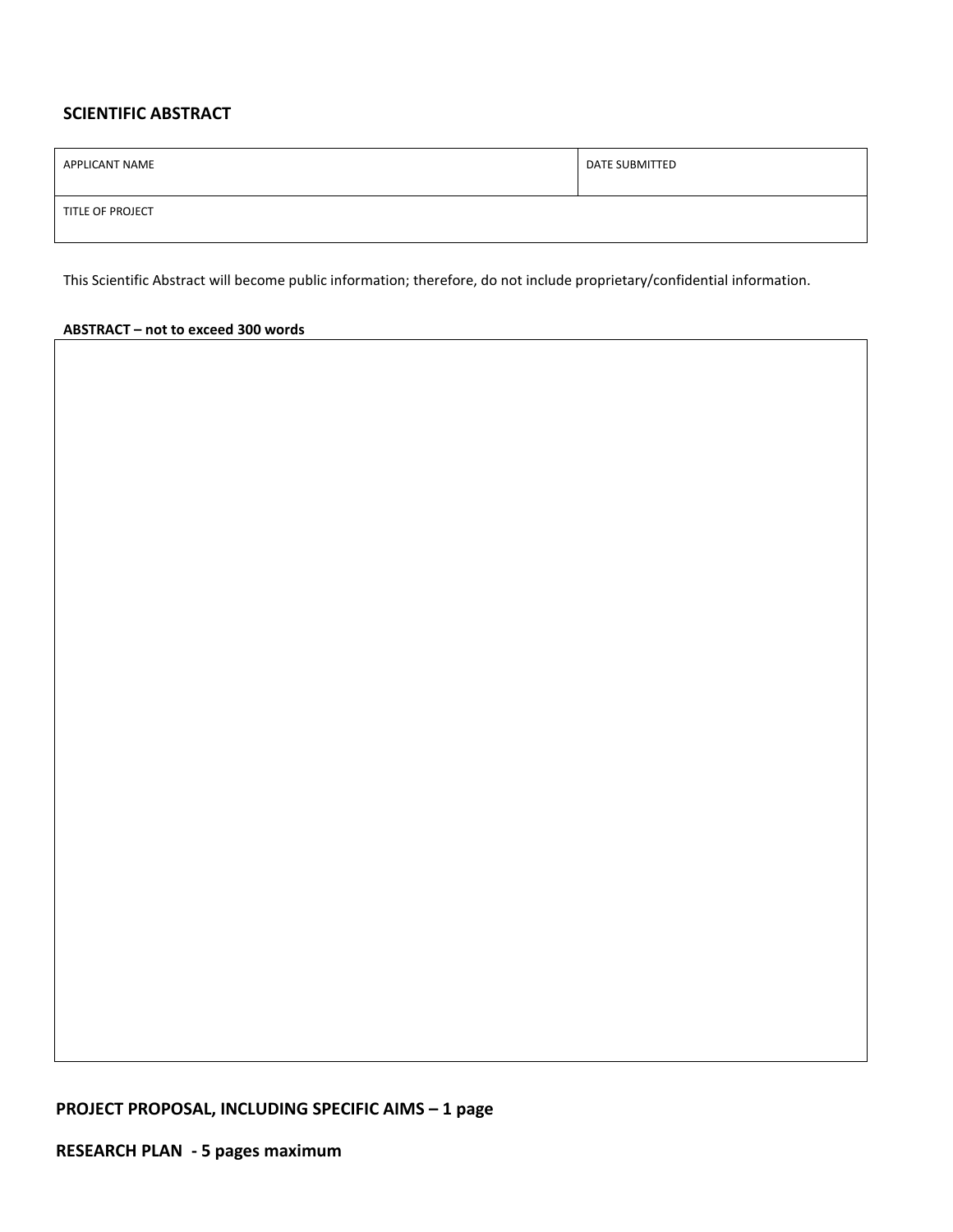## SCIENTIFIC ABSTRACT

| APPLICANT NAME | DATE SUBMITTED |
| --- | --- |
| TITLE OF PROJECT | |

This Scientific Abstract will become public information; therefore, do not include proprietary/confidential information.

**ABSTRACT – not to exceed 300 words**

## PROJECT PROPOSAL, INCLUDING SPECIFIC AIMS – 1 page

## RESEARCH PLAN - 5 pages maximum